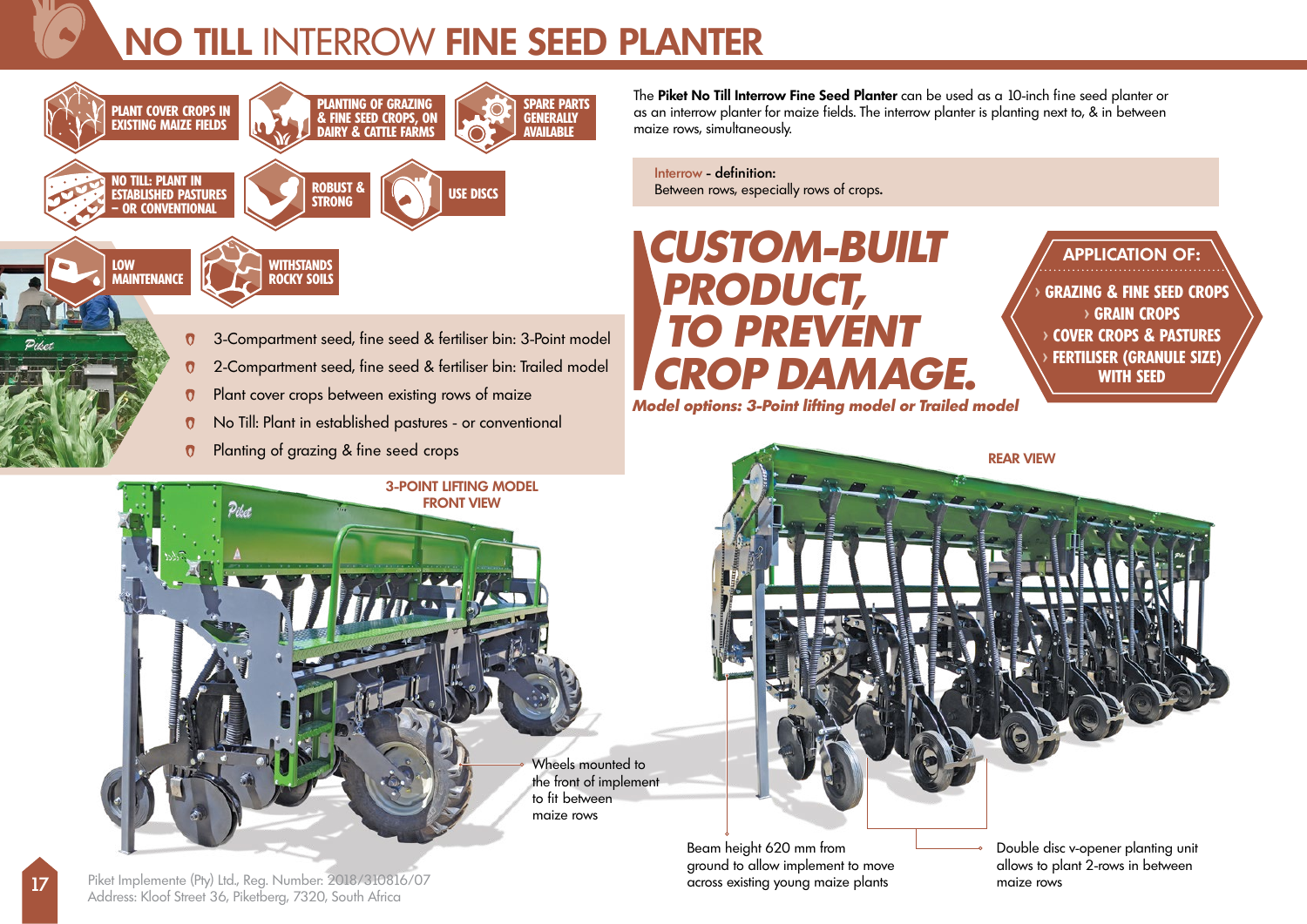# NO TILL INTERROW FINE SEED PLANTER

- PLANT COVER CROPS IN EXISTING MAIZE FIELDS
- PLANTING OF GRAZING & FINE SEED CROPS, ON DAIRY & CATTLE FARMS
- SPARE PARTS GENERALLY AVAILABLE
- NO TILL: PLANT IN ESTABLISHED PASTURES – OR CONVENTIONAL
- ROBUST & STRONG
- USE DISCS
- LOW MAINTENANCE
- WITHSTANDS ROCKY SOILS

- 3-Compartment seed, fine seed & fertiliser bin: 3-Point model
- 2-Compartment seed, fine seed & fertiliser bin: Trailed model
- Plant cover crops between existing rows of maize
- No Till: Plant in established pastures - or conventional
- Planting of grazing & fine seed crops

The **Piket No Till Interrow Fine Seed Planter** can be used as a 10-inch fine seed planter or as an interrow planter for maize fields. The interrow planter is planting next to, & in between maize rows, simultaneously.

Interrow - definition:
Between rows, especially rows of crops.

## *CUSTOM-BUILT PRODUCT, TO PREVENT CROP DAMAGE.*

***Model options: 3-Point lifting model or Trailed model***

**APPLICATION OF:**

- GRAZING & FINE SEED CROPS
- GRAIN CROPS
- COVER CROPS & PASTURES
- FERTILISER (GRANULE SIZE) WITH SEED

**3-POINT LIFTING MODEL FRONT VIEW**

Wheels mounted to the front of implement to fit between maize rows

**REAR VIEW**

Beam height 620 mm from ground to allow implement to move across existing young maize plants

Double disc v-opener planting unit allows to plant 2-rows in between maize rows

Piket Implemente (Pty) Ltd., Reg. Number: 2018/310816/07
Address: Kloof Street 36, Piketberg, 7320, South Africa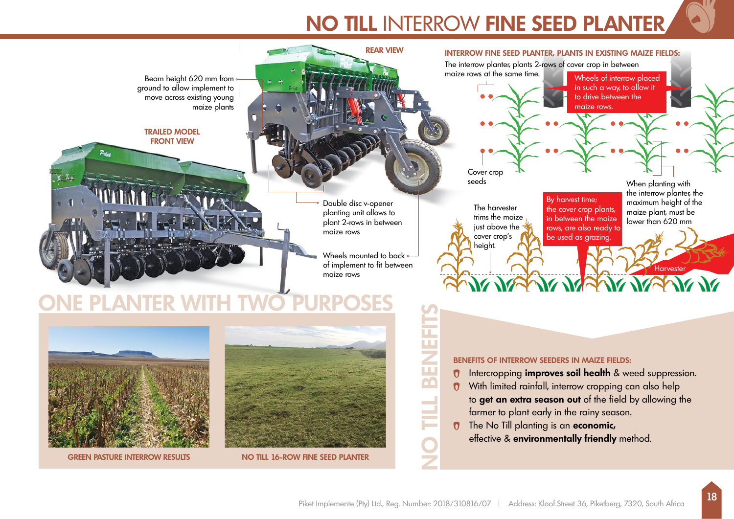# NO TILL INTERROW FINE SEED PLANTER

REAR VIEW

Beam height 620 mm from ground to allow implement to move across existing young maize plants

TRAILED MODEL FRONT VIEW

Double disc v-opener planting unit allows to plant 2-rows in between maize rows

Wheels mounted to back of implement to fit between maize rows

## INTERROW FINE SEED PLANTER, PLANTS IN EXISTING MAIZE FIELDS:

The interrow planter, plants 2-rows of cover crop in between maize rows at the same time.

Wheels of interrow placed in such a way, to allow it to drive between the maize rows.

Cover crop seeds

When planting with the interrow planter, the maximum height of the maize plant, must be lower than 620 mm

The harvester trims the maize just above the cover crop's height.

By harvest time; the cover crop plants, in between the maize rows, are also ready to be used as grazing.

Harvester

## ONE PLANTER WITH TWO PURPOSES

GREEN PASTURE INTERROW RESULTS

NO TILL 16-ROW FINE SEED PLANTER

## NO TILL BENEFITS

### BENEFITS OF INTERROW SEEDERS IN MAIZE FIELDS:

- Intercropping **improves soil health** & weed suppression.
- With limited rainfall, interrow cropping can also help to **get an extra season out** of the field by allowing the farmer to plant early in the rainy season.
- The No Till planting is an **economic,** effective & **environmentally friendly** method.

Piket Implemente (Pty) Ltd., Reg. Number: 2018/310816/07 | Address: Kloof Street 36, Piketberg, 7320, South Africa